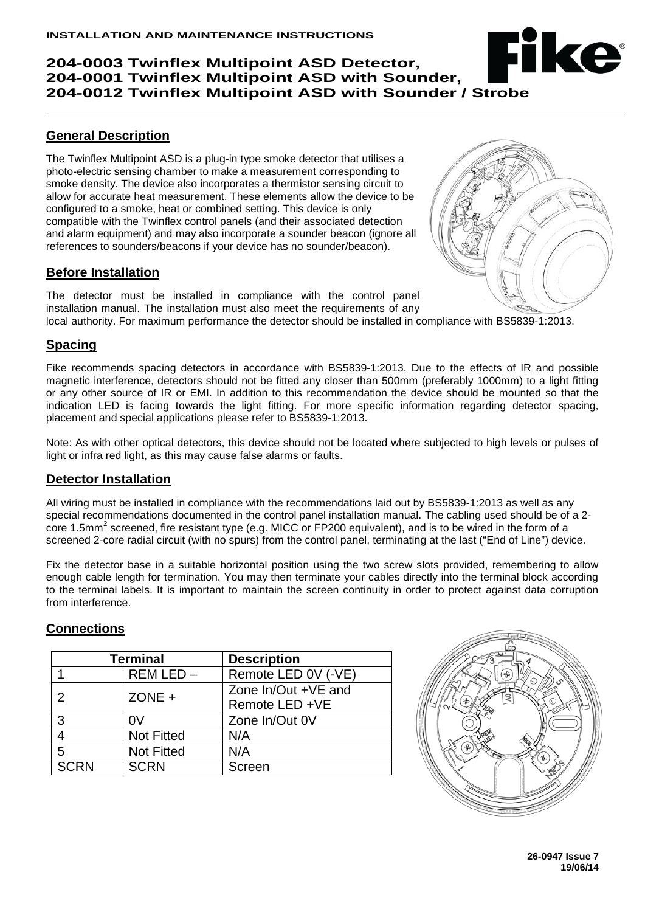**INSTALLATION AND MAINTENANCE INSTRUCTIONS**

# 204-0003 Twinflex Multipoint ASD Detector, 204-0001 Twinflex Multipoint ASD with Sounder, 204-0012 Twinflex Multipoint ASD with Sounder / Strobe

## General Description

The Twinflex Multipoint ASD is a plug-in type smoke detector that utilises a photo-electric sensing chamber to make a measurement corresponding to smoke density. The device also incorporates a thermistor sensing circuit to allow for accurate heat measurement. These elements allow the device to be configured to a smoke, heat or combined setting. This device is only compatible with the Twinflex control panels (and their associated detection and alarm equipment) and may also incorporate a sounder beacon (ignore all references to sounders/beacons if your device has no sounder/beacon).

## Before Installation

The detector must be installed in compliance with the control panel installation manual. The installation must also meet the requirements of any local authority. For maximum performance the detector should be installed in compliance with BS5839-1:2013.

## Spacing

Fike recommends spacing detectors in accordance with BS5839-1:2013. Due to the effects of IR and possible magnetic interference, detectors should not be fitted any closer than 500mm (preferably 1000mm) to a light fitting or any other source of IR or EMI. In addition to this recommendation the device should be mounted so that the indication LED is facing towards the light fitting. For more specific information regarding detector spacing, placement and special applications please refer to BS5839-1:2013.

Note: As with other optical detectors, this device should not be located where subjected to high levels or pulses of light or infra red light, as this may cause false alarms or faults.

## Detector Installation

All wiring must be installed in compliance with the recommendations laid out by BS5839-1:2013 as well as any special recommendations documented in the control panel installation manual. The cabling used should be of a 2-core 1.5mm$^2$ screened, fire resistant type (e.g. MICC or FP200 equivalent), and is to be wired in the form of a screened 2-core radial circuit (with no spurs) from the control panel, terminating at the last ("End of Line") device.

Fix the detector base in a suitable horizontal position using the two screw slots provided, remembering to allow enough cable length for termination. You may then terminate your cables directly into the terminal block according to the terminal labels. It is important to maintain the screen continuity in order to protect against data corruption from interference.

## Connections

| Terminal | | Description |
|---|---|---|
| 1 | REM LED – | Remote LED 0V (-VE) |
| 2 | ZONE + | Zone In/Out +VE and Remote LED +VE |
| 3 | 0V | Zone In/Out 0V |
| 4 | Not Fitted | N/A |
| 5 | Not Fitted | N/A |
| SCRN | SCRN | Screen |

26-0947 Issue 7
19/06/14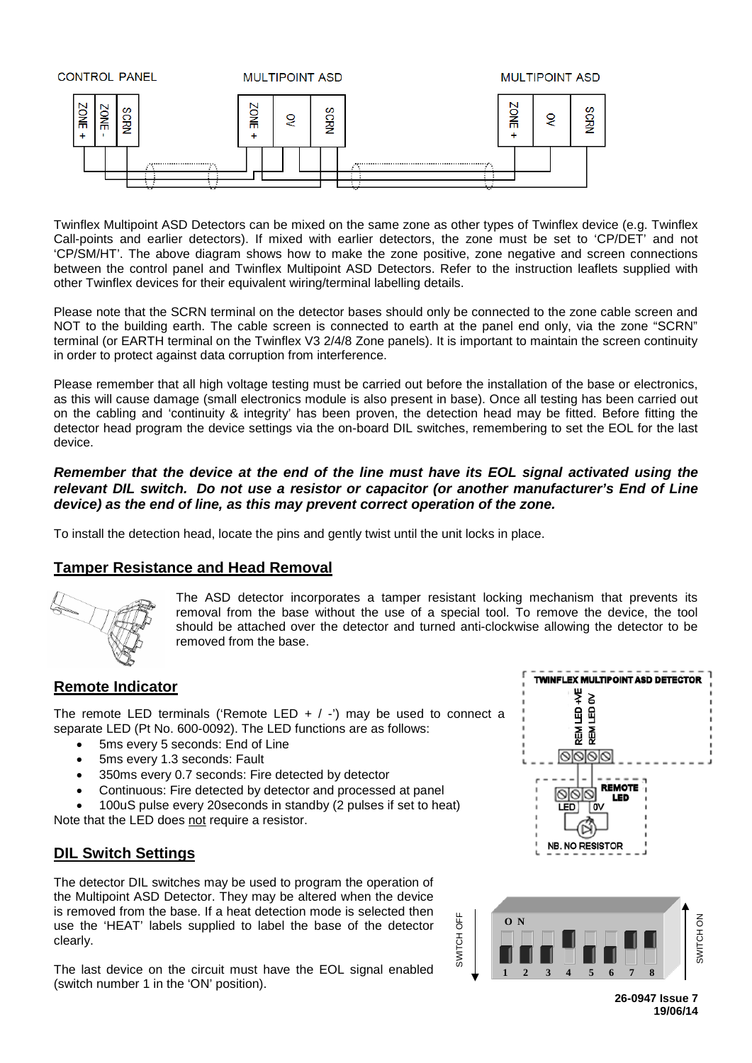Twinflex Multipoint ASD Detectors can be mixed on the same zone as other types of Twinflex device (e.g. Twinflex Call-points and earlier detectors). If mixed with earlier detectors, the zone must be set to 'CP/DET' and not 'CP/SM/HT'. The above diagram shows how to make the zone positive, zone negative and screen connections between the control panel and Twinflex Multipoint ASD Detectors. Refer to the instruction leaflets supplied with other Twinflex devices for their equivalent wiring/terminal labelling details.

Please note that the SCRN terminal on the detector bases should only be connected to the zone cable screen and NOT to the building earth. The cable screen is connected to earth at the panel end only, via the zone "SCRN" terminal (or EARTH terminal on the Twinflex V3 2/4/8 Zone panels). It is important to maintain the screen continuity in order to protect against data corruption from interference.

Please remember that all high voltage testing must be carried out before the installation of the base or electronics, as this will cause damage (small electronics module is also present in base). Once all testing has been carried out on the cabling and 'continuity & integrity' has been proven, the detection head may be fitted. Before fitting the detector head program the device settings via the on-board DIL switches, remembering to set the EOL for the last device.

***Remember that the device at the end of the line must have its EOL signal activated using the relevant DIL switch. Do not use a resistor or capacitor (or another manufacturer's End of Line device) as the end of line, as this may prevent correct operation of the zone.***

To install the detection head, locate the pins and gently twist until the unit locks in place.

## Tamper Resistance and Head Removal

The ASD detector incorporates a tamper resistant locking mechanism that prevents its removal from the base without the use of a special tool. To remove the device, the tool should be attached over the detector and turned anti-clockwise allowing the detector to be removed from the base.

## Remote Indicator

The remote LED terminals ('Remote LED + / -') may be used to connect a separate LED (Pt No. 600-0092). The LED functions are as follows:

- 5ms every 5 seconds: End of Line
- 5ms every 1.3 seconds: Fault
- 350ms every 0.7 seconds: Fire detected by detector
- Continuous: Fire detected by detector and processed at panel
- 100uS pulse every 20seconds in standby (2 pulses if set to heat)

Note that the LED does not require a resistor.

## DIL Switch Settings

The detector DIL switches may be used to program the operation of the Multipoint ASD Detector. They may be altered when the device is removed from the base. If a heat detection mode is selected then use the 'HEAT' labels supplied to label the base of the detector clearly.

The last device on the circuit must have the EOL signal enabled (switch number 1 in the 'ON' position).

26-0947 Issue 7
19/06/14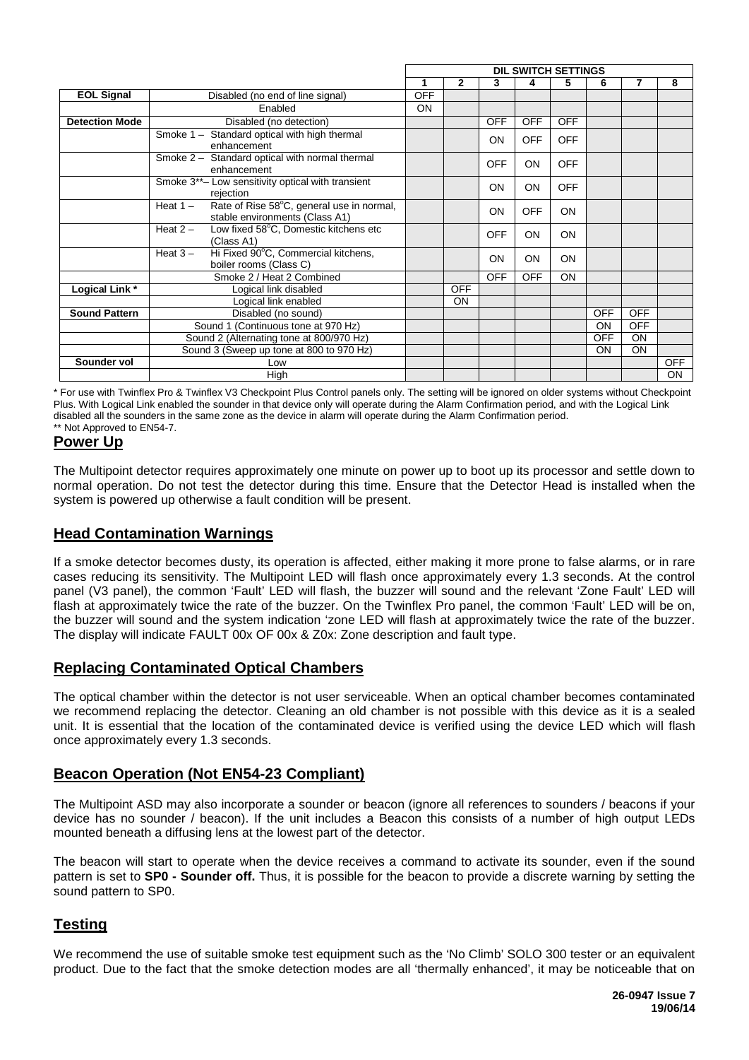| | | DIL SWITCH SETTINGS | | | | | | | |
|---|---|---|---|---|---|---|---|---|---|
| | | 1 | 2 | 3 | 4 | 5 | 6 | 7 | 8 |
| **EOL Signal** | Disabled (no end of line signal) | OFF | | | | | | | |
| | Enabled | ON | | | | | | | |
| **Detection Mode** | Disabled (no detection) | | | OFF | OFF | OFF | | | |
| | Smoke 1 – Standard optical with high thermal enhancement | | | ON | OFF | OFF | | | |
| | Smoke 2 – Standard optical with normal thermal enhancement | | | OFF | ON | OFF | | | |
| | Smoke 3**– Low sensitivity optical with transient rejection | | | ON | ON | OFF | | | |
| | Heat 1 – Rate of Rise 58°C, general use in normal, stable environments (Class A1) | | | ON | OFF | ON | | | |
| | Heat 2 – Low fixed 58°C, Domestic kitchens etc (Class A1) | | | OFF | ON | ON | | | |
| | Heat 3 – Hi Fixed 90°C, Commercial kitchens, boiler rooms (Class C) | | | ON | ON | ON | | | |
| | Smoke 2 / Heat 2 Combined | | | OFF | OFF | ON | | | |
| **Logical Link *** | Logical link disabled | | OFF | | | | | | |
| | Logical link enabled | | ON | | | | | | |
| **Sound Pattern** | Disabled (no sound) | | | | | | OFF | OFF | |
| | Sound 1 (Continuous tone at 970 Hz) | | | | | | ON | OFF | |
| | Sound 2 (Alternating tone at 800/970 Hz) | | | | | | OFF | ON | |
| | Sound 3 (Sweep up tone at 800 to 970 Hz) | | | | | | ON | ON | |
| **Sounder vol** | Low | | | | | | | | OFF |
| | High | | | | | | | | ON |

* For use with Twinflex Pro & Twinflex V3 Checkpoint Plus Control panels only. The setting will be ignored on older systems without Checkpoint Plus. With Logical Link enabled the sounder in that device only will operate during the Alarm Confirmation period, and with the Logical Link disabled all the sounders in the same zone as the device in alarm will operate during the Alarm Confirmation period.
** Not Approved to EN54-7.

## Power Up

The Multipoint detector requires approximately one minute on power up to boot up its processor and settle down to normal operation. Do not test the detector during this time. Ensure that the Detector Head is installed when the system is powered up otherwise a fault condition will be present.

## Head Contamination Warnings

If a smoke detector becomes dusty, its operation is affected, either making it more prone to false alarms, or in rare cases reducing its sensitivity. The Multipoint LED will flash once approximately every 1.3 seconds. At the control panel (V3 panel), the common 'Fault' LED will flash, the buzzer will sound and the relevant 'Zone Fault' LED will flash at approximately twice the rate of the buzzer. On the Twinflex Pro panel, the common 'Fault' LED will be on, the buzzer will sound and the system indication 'zone LED will flash at approximately twice the rate of the buzzer. The display will indicate FAULT 00x OF 00x & Z0x: Zone description and fault type.

## Replacing Contaminated Optical Chambers

The optical chamber within the detector is not user serviceable. When an optical chamber becomes contaminated we recommend replacing the detector. Cleaning an old chamber is not possible with this device as it is a sealed unit. It is essential that the location of the contaminated device is verified using the device LED which will flash once approximately every 1.3 seconds.

## Beacon Operation (Not EN54-23 Compliant)

The Multipoint ASD may also incorporate a sounder or beacon (ignore all references to sounders / beacons if your device has no sounder / beacon). If the unit includes a Beacon this consists of a number of high output LEDs mounted beneath a diffusing lens at the lowest part of the detector.

The beacon will start to operate when the device receives a command to activate its sounder, even if the sound pattern is set to **SP0 - Sounder off.** Thus, it is possible for the beacon to provide a discrete warning by setting the sound pattern to SP0.

## Testing

We recommend the use of suitable smoke test equipment such as the 'No Climb' SOLO 300 tester or an equivalent product. Due to the fact that the smoke detection modes are all 'thermally enhanced', it may be noticeable that on

**26-0947 Issue 7**
**19/06/14**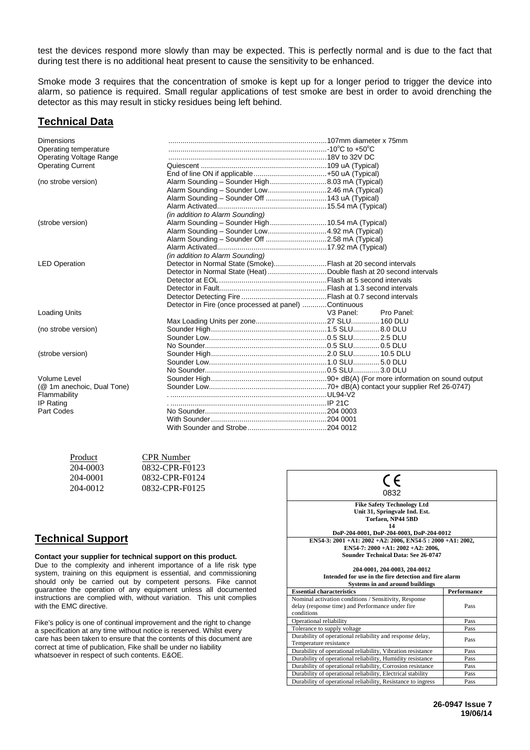test the devices respond more slowly than may be expected. This is perfectly normal and is due to the fact that during test there is no additional heat present to cause the sensitivity to be enhanced.

Smoke mode 3 requires that the concentration of smoke is kept up for a longer period to trigger the device into alarm, so patience is required. Small regular applications of test smoke are best in order to avoid drenching the detector as this may result in sticky residues being left behind.

## Technical Data

| | | |
|---|---|---|
| Dimensions | | 107mm diameter x 75mm |
| Operating temperature | | -10°C to +50°C |
| Operating Voltage Range | | 18V to 32V DC |
| Operating Current | Quiescent | 109 uA (Typical) |
| | End of line ON if applicable | +50 uA (Typical) |
| (no strobe version) | Alarm Sounding – Sounder High | 8.03 mA (Typical) |
| | Alarm Sounding – Sounder Low | 2.46 mA (Typical) |
| | Alarm Sounding – Sounder Off | 143 uA (Typical) |
| | Alarm Activated | 15.54 mA (Typical) |
| | *(in addition to Alarm Sounding)* | |
| (strobe version) | Alarm Sounding – Sounder High | 10.54 mA (Typical) |
| | Alarm Sounding – Sounder Low | 4.92 mA (Typical) |
| | Alarm Sounding – Sounder Off | 2.58 mA (Typical) |
| | Alarm Activated | 17.92 mA (Typical) |
| | *(in addition to Alarm Sounding)* | |
| LED Operation | Detector in Normal State (Smoke) | Flash at 20 second intervals |
| | Detector in Normal State (Heat) | Double flash at 20 second intervals |
| | Detector at EOL | Flash at 5 second intervals |
| | Detector in Fault | Flash at 1.3 second intervals |
| | Detector Detecting Fire | Flash at 0.7 second intervals |
| | Detector in Fire (once processed at panel) | Continuous |
| Loading Units | | V3 Panel: Pro Panel: |
| | Max Loading Units per zone | 27 SLU ... 160 DLU |
| (no strobe version) | Sounder High | 1.5 SLU ... 8.0 DLU |
| | Sounder Low | 0.5 SLU ... 2.5 DLU |
| | No Sounder | 0.5 SLU ... 0.5 DLU |
| (strobe version) | Sounder High | 2.0 SLU ... 10.5 DLU |
| | Sounder Low | 1.0 SLU ... 5.0 DLU |
| | No Sounder | 0.5 SLU ... 3.0 DLU |
| Volume Level | Sounder High | 90+ dB(A) (For more information on sound output |
| (@ 1m anechoic, Dual Tone) | Sounder Low | 70+ dB(A) contact your supplier Ref 26-0747) |
| Flammability | | UL94-V2 |
| IP Rating | | IP 21C |
| Part Codes | No Sounder | 204 0003 |
| | With Sounder | 204 0001 |
| | With Sounder and Strobe | 204 0012 |

| Product | CPR Number |
|---|---|
| 204-0003 | 0832-CPR-F0123 |
| 204-0001 | 0832-CPR-F0124 |
| 204-0012 | 0832-CPR-F0125 |

## Technical Support

**Contact your supplier for technical support on this product.**

Due to the complexity and inherent importance of a life risk type system, training on this equipment is essential, and commissioning should only be carried out by competent persons. Fike cannot guarantee the operation of any equipment unless all documented instructions are complied with, without variation. This unit complies with the EMC directive.

Fike's policy is one of continual improvement and the right to change a specification at any time without notice is reserved. Whilst every care has been taken to ensure that the contents of this document are correct at time of publication, Fike shall be under no liability whatsoever in respect of such contents. E&OE.

CE
0832

**Fike Safety Technology Ltd**
**Unit 31, Springvale Ind. Est.**
**Torfaen, NP44 5BD**
**14**
**DoP-204-0001, DoP-204-0003, DoP-204-0012**

**EN54-3: 2001 +A1: 2002 +A2: 2006, EN54-5 : 2000 +A1: 2002,**
**EN54-7: 2000 +A1: 2002 +A2: 2006,**
**Sounder Technical Data: See 26-0747**

**204-0001, 204-0003, 204-0012**
**Intended for use in the fire detection and fire alarm Systems in and around buildings**

| Essential characteristics | Performance |
|---|---|
| Nominal activation conditions / Sensitivity, Response delay (response time) and Performance under fire conditions | Pass |
| Operational reliability | Pass |
| Tolerance to supply voltage | Pass |
| Durability of operational reliability and response delay, Temperature resistance | Pass |
| Durability of operational reliability, Vibration resistance | Pass |
| Durability of operational reliability, Humidity resistance | Pass |
| Durability of operational reliability, Corrosion resistance | Pass |
| Durability of operational reliability, Electrical stability | Pass |
| Durability of operational reliability, Resistance to ingress | Pass |

**26-0947 Issue 7**
**19/06/14**